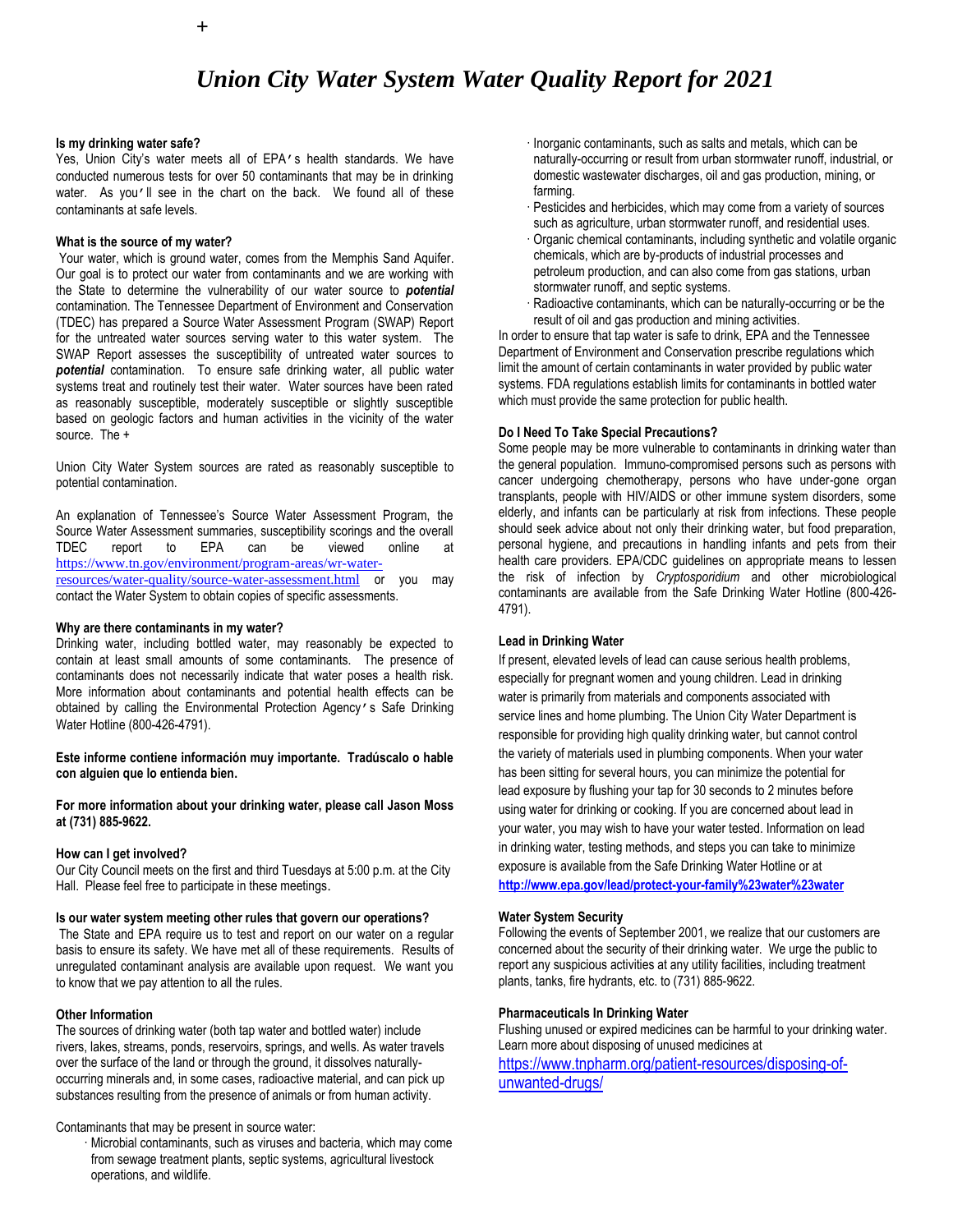+

# Union City Water System Water Quality Report for 2021

**Is my drinking water safe?**

Yes, Union City's water meets all of EPA's health standards. We have conducted numerous tests for over 50 contaminants that may be in drinking water. As you'll see in the chart on the back. We found all of these contaminants at safe levels.

**What is the source of my water?**

Your water, which is ground water, comes from the Memphis Sand Aquifer. Our goal is to protect our water from contaminants and we are working with the State to determine the vulnerability of our water source to ***potential*** contamination. The Tennessee Department of Environment and Conservation (TDEC) has prepared a Source Water Assessment Program (SWAP) Report for the untreated water sources serving water to this water system. The SWAP Report assesses the susceptibility of untreated water sources to ***potential*** contamination. To ensure safe drinking water, all public water systems treat and routinely test their water. Water sources have been rated as reasonably susceptible, moderately susceptible or slightly susceptible based on geologic factors and human activities in the vicinity of the water source. The +

Union City Water System sources are rated as reasonably susceptible to potential contamination.

An explanation of Tennessee's Source Water Assessment Program, the Source Water Assessment summaries, susceptibility scorings and the overall TDEC report to EPA can be viewed online at https://www.tn.gov/environment/program-areas/wr-water-resources/water-quality/source-water-assessment.html or you may contact the Water System to obtain copies of specific assessments.

**Why are there contaminants in my water?**

Drinking water, including bottled water, may reasonably be expected to contain at least small amounts of some contaminants. The presence of contaminants does not necessarily indicate that water poses a health risk. More information about contaminants and potential health effects can be obtained by calling the Environmental Protection Agency's Safe Drinking Water Hotline (800-426-4791).

**Este informe contiene información muy importante. Tradúscalo o hable con alguien que lo entienda bien.**

**For more information about your drinking water, please call Jason Moss at (731) 885-9622.**

**How can I get involved?**

Our City Council meets on the first and third Tuesdays at 5:00 p.m. at the City Hall. Please feel free to participate in these meetings.

**Is our water system meeting other rules that govern our operations?**

The State and EPA require us to test and report on our water on a regular basis to ensure its safety. We have met all of these requirements. Results of unregulated contaminant analysis are available upon request. We want you to know that we pay attention to all the rules.

**Other Information**

The sources of drinking water (both tap water and bottled water) include rivers, lakes, streams, ponds, reservoirs, springs, and wells. As water travels over the surface of the land or through the ground, it dissolves naturally-occurring minerals and, in some cases, radioactive material, and can pick up substances resulting from the presence of animals or from human activity.

Contaminants that may be present in source water:

- Microbial contaminants, such as viruses and bacteria, which may come from sewage treatment plants, septic systems, agricultural livestock operations, and wildlife.
- Inorganic contaminants, such as salts and metals, which can be naturally-occurring or result from urban stormwater runoff, industrial, or domestic wastewater discharges, oil and gas production, mining, or farming.
- Pesticides and herbicides, which may come from a variety of sources such as agriculture, urban stormwater runoff, and residential uses.
- Organic chemical contaminants, including synthetic and volatile organic chemicals, which are by-products of industrial processes and petroleum production, and can also come from gas stations, urban stormwater runoff, and septic systems.
- Radioactive contaminants, which can be naturally-occurring or be the result of oil and gas production and mining activities.

In order to ensure that tap water is safe to drink, EPA and the Tennessee Department of Environment and Conservation prescribe regulations which limit the amount of certain contaminants in water provided by public water systems. FDA regulations establish limits for contaminants in bottled water which must provide the same protection for public health.

**Do I Need To Take Special Precautions?**

Some people may be more vulnerable to contaminants in drinking water than the general population. Immuno-compromised persons such as persons with cancer undergoing chemotherapy, persons who have under-gone organ transplants, people with HIV/AIDS or other immune system disorders, some elderly, and infants can be particularly at risk from infections. These people should seek advice about not only their drinking water, but food preparation, personal hygiene, and precautions in handling infants and pets from their health care providers. EPA/CDC guidelines on appropriate means to lessen the risk of infection by *Cryptosporidium* and other microbiological contaminants are available from the Safe Drinking Water Hotline (800-426-4791).

**Lead in Drinking Water**

If present, elevated levels of lead can cause serious health problems, especially for pregnant women and young children. Lead in drinking water is primarily from materials and components associated with service lines and home plumbing. The Union City Water Department is responsible for providing high quality drinking water, but cannot control the variety of materials used in plumbing components. When your water has been sitting for several hours, you can minimize the potential for lead exposure by flushing your tap for 30 seconds to 2 minutes before using water for drinking or cooking. If you are concerned about lead in your water, you may wish to have your water tested. Information on lead in drinking water, testing methods, and steps you can take to minimize exposure is available from the Safe Drinking Water Hotline or at **http://www.epa.gov/lead/protect-your-family%23water%23water**

**Water System Security**

Following the events of September 2001, we realize that our customers are concerned about the security of their drinking water. We urge the public to report any suspicious activities at any utility facilities, including treatment plants, tanks, fire hydrants, etc. to (731) 885-9622.

**Pharmaceuticals In Drinking Water**

Flushing unused or expired medicines can be harmful to your drinking water. Learn more about disposing of unused medicines at https://www.tnpharm.org/patient-resources/disposing-of-unwanted-drugs/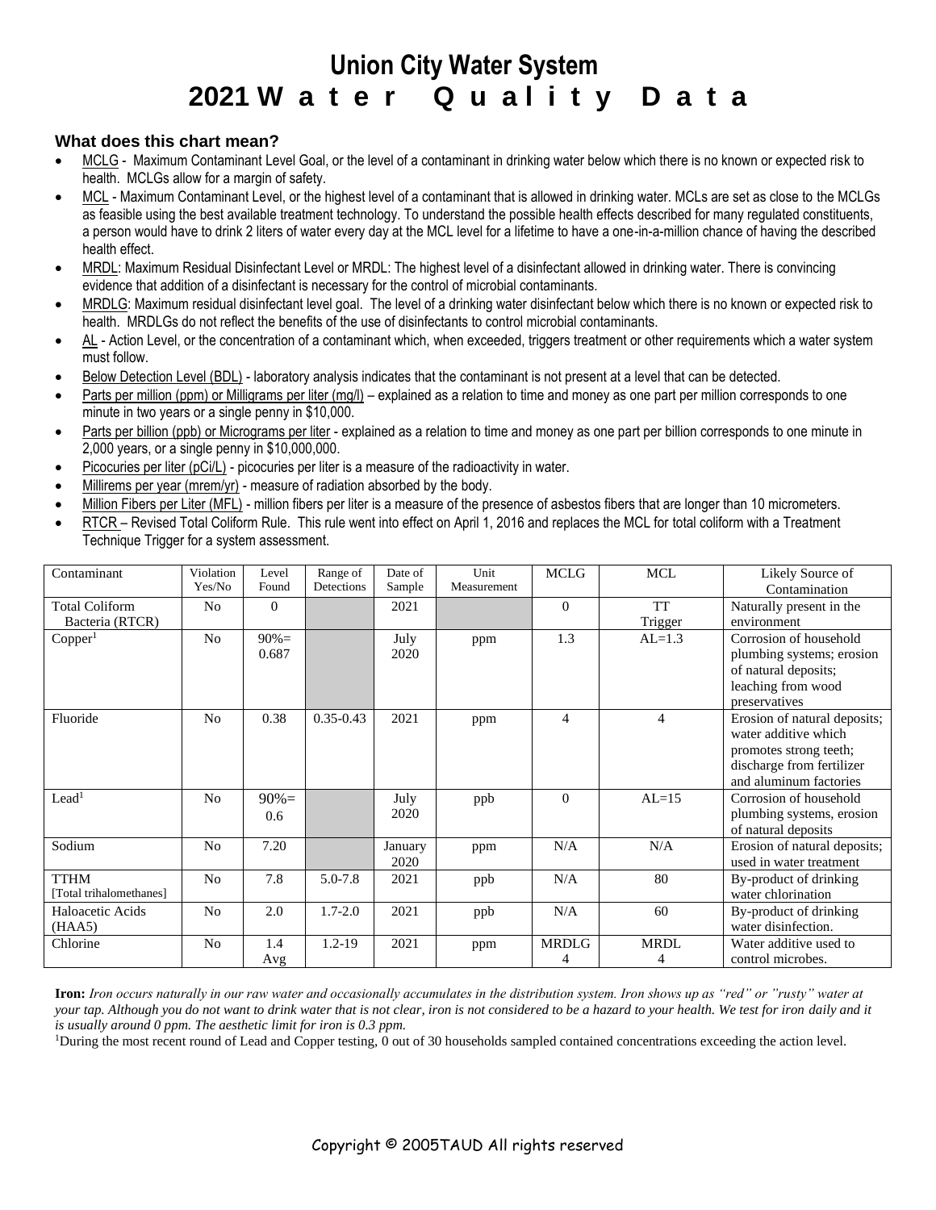# Union City Water System
# 2021 Water Quality Data

### What does this chart mean?

- MCLG - Maximum Contaminant Level Goal, or the level of a contaminant in drinking water below which there is no known or expected risk to health. MCLGs allow for a margin of safety.
- MCL - Maximum Contaminant Level, or the highest level of a contaminant that is allowed in drinking water. MCLs are set as close to the MCLGs as feasible using the best available treatment technology. To understand the possible health effects described for many regulated constituents, a person would have to drink 2 liters of water every day at the MCL level for a lifetime to have a one-in-a-million chance of having the described health effect.
- MRDL: Maximum Residual Disinfectant Level or MRDL: The highest level of a disinfectant allowed in drinking water. There is convincing evidence that addition of a disinfectant is necessary for the control of microbial contaminants.
- MRDLG: Maximum residual disinfectant level goal. The level of a drinking water disinfectant below which there is no known or expected risk to health. MRDLGs do not reflect the benefits of the use of disinfectants to control microbial contaminants.
- AL - Action Level, or the concentration of a contaminant which, when exceeded, triggers treatment or other requirements which a water system must follow.
- Below Detection Level (BDL) - laboratory analysis indicates that the contaminant is not present at a level that can be detected.
- Parts per million (ppm) or Milligrams per liter (mg/l) – explained as a relation to time and money as one part per million corresponds to one minute in two years or a single penny in $10,000.
- Parts per billion (ppb) or Micrograms per liter - explained as a relation to time and money as one part per billion corresponds to one minute in 2,000 years, or a single penny in $10,000,000.
- Picocuries per liter (pCi/L) - picocuries per liter is a measure of the radioactivity in water.
- Millirems per year (mrem/yr) - measure of radiation absorbed by the body.
- Million Fibers per Liter (MFL) - million fibers per liter is a measure of the presence of asbestos fibers that are longer than 10 micrometers.
- RTCR – Revised Total Coliform Rule. This rule went into effect on April 1, 2016 and replaces the MCL for total coliform with a Treatment Technique Trigger for a system assessment.

| Contaminant | Violation Yes/No | Level Found | Range of Detections | Date of Sample | Unit Measurement | MCLG | MCL | Likely Source of Contamination |
|---|---|---|---|---|---|---|---|---|
| Total Coliform Bacteria (RTCR) | No | 0 | | 2021 | | 0 | TT Trigger | Naturally present in the environment |
| Copper[1] | No | 90%= 0.687 | | July 2020 | ppm | 1.3 | AL=1.3 | Corrosion of household plumbing systems; erosion of natural deposits; leaching from wood preservatives |
| Fluoride | No | 0.38 | 0.35-0.43 | 2021 | ppm | 4 | 4 | Erosion of natural deposits; water additive which promotes strong teeth; discharge from fertilizer and aluminum factories |
| Lead[1] | No | 90%= 0.6 | | July 2020 | ppb | 0 | AL=15 | Corrosion of household plumbing systems, erosion of natural deposits |
| Sodium | No | 7.20 | | January 2020 | ppm | N/A | N/A | Erosion of natural deposits; used in water treatment |
| TTHM [Total trihalomethanes] | No | 7.8 | 5.0-7.8 | 2021 | ppb | N/A | 80 | By-product of drinking water chlorination |
| Haloacetic Acids (HAA5) | No | 2.0 | 1.7-2.0 | 2021 | ppb | N/A | 60 | By-product of drinking water disinfection. |
| Chlorine | No | 1.4 Avg | 1.2-19 | 2021 | ppm | MRDLG 4 | MRDL 4 | Water additive used to control microbes. |

**Iron:** *Iron occurs naturally in our raw water and occasionally accumulates in the distribution system. Iron shows up as "red" or "rusty" water at your tap. Although you do not want to drink water that is not clear, iron is not considered to be a hazard to your health. We test for iron daily and it is usually around 0 ppm. The aesthetic limit for iron is 0.3 ppm.*

[1]During the most recent round of Lead and Copper testing, 0 out of 30 households sampled contained concentrations exceeding the action level.

Copyright © 2005TAUD All rights reserved